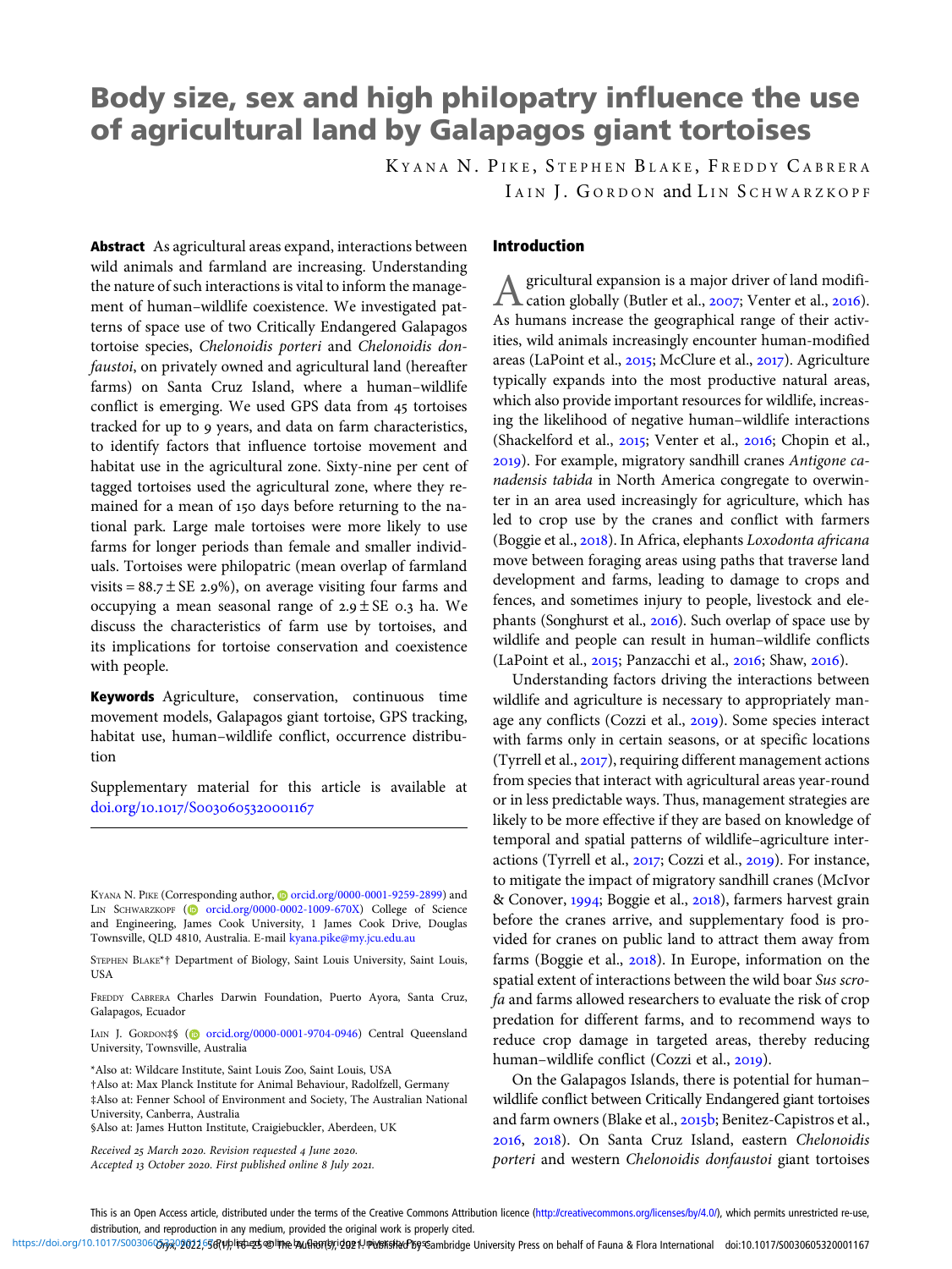# Body size, sex and high philopatry influence the use of agricultural land by Galapagos giant tortoises

KYANA N. PIKE, STEPHEN BLAKE, FREDDY CABRERA, IAIN J. GORDON and LIN SCHWARZKOPF

**Abstract** As agricultural areas expand, interactions between wild animals and farmland are increasing. Understanding the nature of such interactions is vital to inform the management of human–wildlife coexistence. We investigated patterns of space use of two Critically Endangered Galapagos tortoise species, *Chelonoidis porteri* and *Chelonoidis donfaustoi*, on privately owned and agricultural land (hereafter farms) on Santa Cruz Island, where a human–wildlife conflict is emerging. We used GPS data from 45 tortoises tracked for up to 9 years, and data on farm characteristics, to identify factors that influence tortoise movement and habitat use in the agricultural zone. Sixty-nine per cent of tagged tortoises used the agricultural zone, where they remained for a mean of 150 days before returning to the national park. Large male tortoises were more likely to use farms for longer periods than female and smaller individuals. Tortoises were philopatric (mean overlap of farmland visits = 88.7 ± SE 2.9%), on average visiting four farms and occupying a mean seasonal range of 2.9 ± SE 0.3 ha. We discuss the characteristics of farm use by tortoises, and its implications for tortoise conservation and coexistence with people.

**Keywords** Agriculture, conservation, continuous time movement models, Galapagos giant tortoise, GPS tracking, habitat use, human–wildlife conflict, occurrence distribution

Supplementary material for this article is available at doi.org/10.1017/S0030605320001167

KYANA N. PIKE (Corresponding author, orcid.org/0000-0001-9259-2899) and LIN SCHWARZKOPF (orcid.org/0000-0002-1009-670X) College of Science and Engineering, James Cook University, 1 James Cook Drive, Douglas Townsville, QLD 4810, Australia. E-mail kyana.pike@my.jcu.edu.au

STEPHEN BLAKE*† Department of Biology, Saint Louis University, Saint Louis, USA

FREDDY CABRERA Charles Darwin Foundation, Puerto Ayora, Santa Cruz, Galapagos, Ecuador

IAIN J. GORDON‡§ (orcid.org/0000-0001-9704-0946) Central Queensland University, Townsville, Australia

*Also at: Wildcare Institute, Saint Louis Zoo, Saint Louis, USA

†Also at: Max Planck Institute for Animal Behaviour, Radolfzell, Germany

‡Also at: Fenner School of Environment and Society, The Australian National University, Canberra, Australia

§Also at: James Hutton Institute, Craigiebuckler, Aberdeen, UK

*Received 25 March 2020. Revision requested 4 June 2020. Accepted 13 October 2020. First published online 8 July 2021.*

## Introduction

Agricultural expansion is a major driver of land modification globally (Butler et al., 2007; Venter et al., 2016). As humans increase the geographical range of their activities, wild animals increasingly encounter human-modified areas (LaPoint et al., 2015; McClure et al., 2017). Agriculture typically expands into the most productive natural areas, which also provide important resources for wildlife, increasing the likelihood of negative human–wildlife interactions (Shackelford et al., 2015; Venter et al., 2016; Chopin et al., 2019). For example, migratory sandhill cranes *Antigone canadensis tabida* in North America congregate to overwinter in an area used increasingly for agriculture, which has led to crop use by the cranes and conflict with farmers (Boggie et al., 2018). In Africa, elephants *Loxodonta africana* move between foraging areas using paths that traverse land development and farms, leading to damage to crops and fences, and sometimes injury to people, livestock and elephants (Songhurst et al., 2016). Such overlap of space use by wildlife and people can result in human–wildlife conflicts (LaPoint et al., 2015; Panzacchi et al., 2016; Shaw, 2016).

Understanding factors driving the interactions between wildlife and agriculture is necessary to appropriately manage any conflicts (Cozzi et al., 2019). Some species interact with farms only in certain seasons, or at specific locations (Tyrrell et al., 2017), requiring different management actions from species that interact with agricultural areas year-round or in less predictable ways. Thus, management strategies are likely to be more effective if they are based on knowledge of temporal and spatial patterns of wildlife–agriculture interactions (Tyrrell et al., 2017; Cozzi et al., 2019). For instance, to mitigate the impact of migratory sandhill cranes (McIvor & Conover, 1994; Boggie et al., 2018), farmers harvest grain before the cranes arrive, and supplementary food is provided for cranes on public land to attract them away from farms (Boggie et al., 2018). In Europe, information on the spatial extent of interactions between the wild boar *Sus scrofa* and farms allowed researchers to evaluate the risk of crop predation for different farms, and to recommend ways to reduce crop damage in targeted areas, thereby reducing human–wildlife conflict (Cozzi et al., 2019).

On the Galapagos Islands, there is potential for human–wildlife conflict between Critically Endangered giant tortoises and farm owners (Blake et al., 2015b; Benitez-Capistros et al., 2016, 2018). On Santa Cruz Island, eastern *Chelonoidis porteri* and western *Chelonoidis donfaustoi* giant tortoises

This is an Open Access article, distributed under the terms of the Creative Commons Attribution licence (http://creativecommons.org/licenses/by/4.0/), which permits unrestricted re-use, distribution, and reproduction in any medium, provided the original work is properly cited.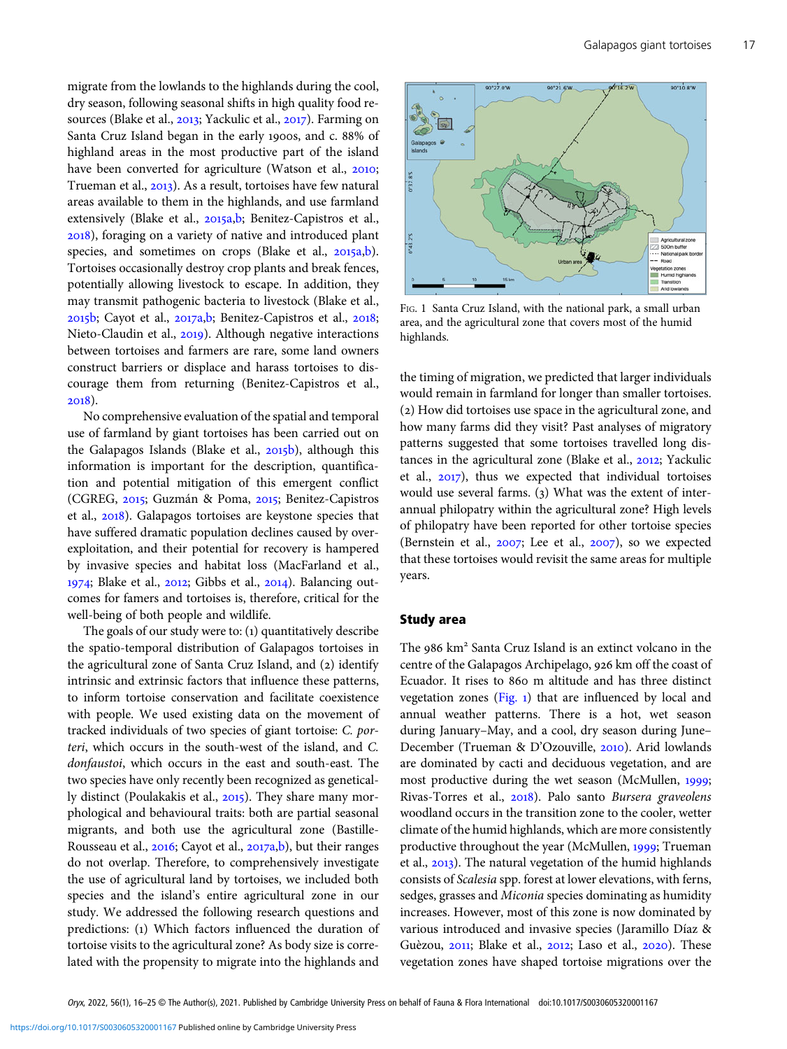migrate from the lowlands to the highlands during the cool, dry season, following seasonal shifts in high quality food resources (Blake et al., 2013; Yackulic et al., 2017). Farming on Santa Cruz Island began in the early 1900s, and c. 88% of highland areas in the most productive part of the island have been converted for agriculture (Watson et al., 2010; Trueman et al., 2013). As a result, tortoises have few natural areas available to them in the highlands, and use farmland extensively (Blake et al., 2015a,b; Benitez-Capistros et al., 2018), foraging on a variety of native and introduced plant species, and sometimes on crops (Blake et al., 2015a,b). Tortoises occasionally destroy crop plants and break fences, potentially allowing livestock to escape. In addition, they may transmit pathogenic bacteria to livestock (Blake et al., 2015b; Cayot et al., 2017a,b; Benitez-Capistros et al., 2018; Nieto-Claudin et al., 2019). Although negative interactions between tortoises and farmers are rare, some land owners construct barriers or displace and harass tortoises to discourage them from returning (Benitez-Capistros et al., 2018).

No comprehensive evaluation of the spatial and temporal use of farmland by giant tortoises has been carried out on the Galapagos Islands (Blake et al., 2015b), although this information is important for the description, quantification and potential mitigation of this emergent conflict (CGREG, 2015; Guzmán & Poma, 2015; Benitez-Capistros et al., 2018). Galapagos tortoises are keystone species that have suffered dramatic population declines caused by overexploitation, and their potential for recovery is hampered by invasive species and habitat loss (MacFarland et al., 1974; Blake et al., 2012; Gibbs et al., 2014). Balancing outcomes for famers and tortoises is, therefore, critical for the well-being of both people and wildlife.

The goals of our study were to: (1) quantitatively describe the spatio-temporal distribution of Galapagos tortoises in the agricultural zone of Santa Cruz Island, and (2) identify intrinsic and extrinsic factors that influence these patterns, to inform tortoise conservation and facilitate coexistence with people. We used existing data on the movement of tracked individuals of two species of giant tortoise: *C. porteri*, which occurs in the south-west of the island, and *C. donfaustoi*, which occurs in the east and south-east. The two species have only recently been recognized as genetically distinct (Poulakakis et al., 2015). They share many morphological and behavioural traits: both are partial seasonal migrants, and both use the agricultural zone (Bastille-Rousseau et al., 2016; Cayot et al., 2017a,b), but their ranges do not overlap. Therefore, to comprehensively investigate the use of agricultural land by tortoises, we included both species and the island's entire agricultural zone in our study. We addressed the following research questions and predictions: (1) Which factors influenced the duration of tortoise visits to the agricultural zone? As body size is correlated with the propensity to migrate into the highlands and the timing of migration, we predicted that larger individuals would remain in farmland for longer than smaller tortoises. (2) How did tortoises use space in the agricultural zone, and how many farms did they visit? Past analyses of migratory patterns suggested that some tortoises travelled long distances in the agricultural zone (Blake et al., 2012; Yackulic et al., 2017), thus we expected that individual tortoises would use several farms. (3) What was the extent of inter-annual philopatry within the agricultural zone? High levels of philopatry have been reported for other tortoise species (Bernstein et al., 2007; Lee et al., 2007), so we expected that these tortoises would revisit the same areas for multiple years.

Fig. 1 Santa Cruz Island, with the national park, a small urban area, and the agricultural zone that covers most of the humid highlands.

## Study area

The 986 km² Santa Cruz Island is an extinct volcano in the centre of the Galapagos Archipelago, 926 km off the coast of Ecuador. It rises to 860 m altitude and has three distinct vegetation zones (Fig. 1) that are influenced by local and annual weather patterns. There is a hot, wet season during January–May, and a cool, dry season during June–December (Trueman & D'Ozouville, 2010). Arid lowlands are dominated by cacti and deciduous vegetation, and are most productive during the wet season (McMullen, 1999; Rivas-Torres et al., 2018). Palo santo *Bursera graveolens* woodland occurs in the transition zone to the cooler, wetter climate of the humid highlands, which are more consistently productive throughout the year (McMullen, 1999; Trueman et al., 2013). The natural vegetation of the humid highlands consists of *Scalesia* spp. forest at lower elevations, with ferns, sedges, grasses and *Miconia* species dominating as humidity increases. However, most of this zone is now dominated by various introduced and invasive species (Jaramillo Díaz & Guèzou, 2011; Blake et al., 2012; Laso et al., 2020). These vegetation zones have shaped tortoise migrations over the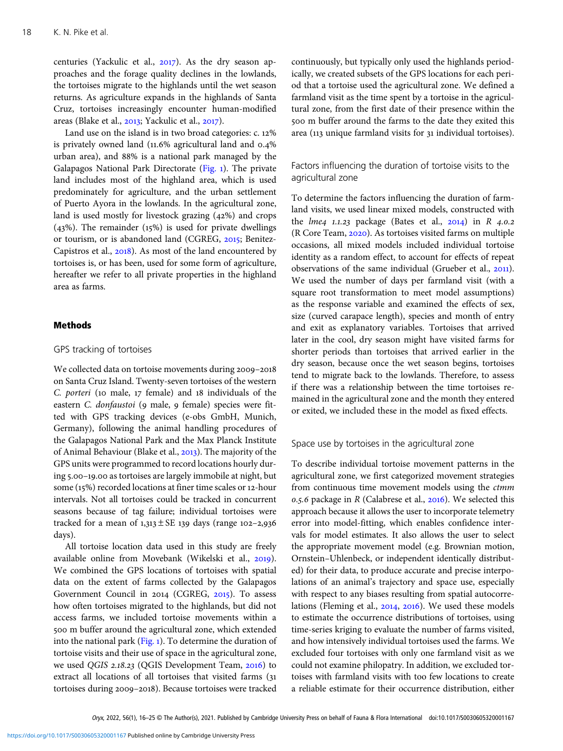centuries (Yackulic et al., 2017). As the dry season approaches and the forage quality declines in the lowlands, the tortoises migrate to the highlands until the wet season returns. As agriculture expands in the highlands of Santa Cruz, tortoises increasingly encounter human-modified areas (Blake et al., 2013; Yackulic et al., 2017).

Land use on the island is in two broad categories: c. 12% is privately owned land (11.6% agricultural land and 0.4% urban area), and 88% is a national park managed by the Galapagos National Park Directorate (Fig. 1). The private land includes most of the highland area, which is used predominately for agriculture, and the urban settlement of Puerto Ayora in the lowlands. In the agricultural zone, land is used mostly for livestock grazing (42%) and crops (43%). The remainder (15%) is used for private dwellings or tourism, or is abandoned land (CGREG, 2015; Benitez-Capistros et al., 2018). As most of the land encountered by tortoises is, or has been, used for some form of agriculture, hereafter we refer to all private properties in the highland area as farms.

## Methods

### GPS tracking of tortoises

We collected data on tortoise movements during 2009–2018 on Santa Cruz Island. Twenty-seven tortoises of the western *C. porteri* (10 male, 17 female) and 18 individuals of the eastern *C. donfaustoi* (9 male, 9 female) species were fitted with GPS tracking devices (e-obs GmbH, Munich, Germany), following the animal handling procedures of the Galapagos National Park and the Max Planck Institute of Animal Behaviour (Blake et al., 2013). The majority of the GPS units were programmed to record locations hourly during 5.00–19.00 as tortoises are largely immobile at night, but some (15%) recorded locations at finer time scales or 12-hour intervals. Not all tortoises could be tracked in concurrent seasons because of tag failure; individual tortoises were tracked for a mean of 1,313 ± SE 139 days (range 102–2,936 days).

All tortoise location data used in this study are freely available online from Movebank (Wikelski et al., 2019). We combined the GPS locations of tortoises with spatial data on the extent of farms collected by the Galapagos Government Council in 2014 (CGREG, 2015). To assess how often tortoises migrated to the highlands, but did not access farms, we included tortoise movements within a 500 m buffer around the agricultural zone, which extended into the national park (Fig. 1). To determine the duration of tortoise visits and their use of space in the agricultural zone, we used *QGIS 2.18.23* (QGIS Development Team, 2016) to extract all locations of all tortoises that visited farms (31 tortoises during 2009–2018). Because tortoises were tracked continuously, but typically only used the highlands periodically, we created subsets of the GPS locations for each period that a tortoise used the agricultural zone. We defined a farmland visit as the time spent by a tortoise in the agricultural zone, from the first date of their presence within the 500 m buffer around the farms to the date they exited this area (113 unique farmland visits for 31 individual tortoises).

### Factors influencing the duration of tortoise visits to the agricultural zone

To determine the factors influencing the duration of farmland visits, we used linear mixed models, constructed with the *lme4 1.1.23* package (Bates et al., 2014) in *R 4.0.2* (R Core Team, 2020). As tortoises visited farms on multiple occasions, all mixed models included individual tortoise identity as a random effect, to account for effects of repeat observations of the same individual (Grueber et al., 2011). We used the number of days per farmland visit (with a square root transformation to meet model assumptions) as the response variable and examined the effects of sex, size (curved carapace length), species and month of entry and exit as explanatory variables. Tortoises that arrived later in the cool, dry season might have visited farms for shorter periods than tortoises that arrived earlier in the dry season, because once the wet season begins, tortoises tend to migrate back to the lowlands. Therefore, to assess if there was a relationship between the time tortoises remained in the agricultural zone and the month they entered or exited, we included these in the model as fixed effects.

### Space use by tortoises in the agricultural zone

To describe individual tortoise movement patterns in the agricultural zone, we first categorized movement strategies from continuous time movement models using the *ctmm 0.5.6* package in *R* (Calabrese et al., 2016). We selected this approach because it allows the user to incorporate telemetry error into model-fitting, which enables confidence intervals for model estimates. It also allows the user to select the appropriate movement model (e.g. Brownian motion, Ornstein–Uhlenbeck, or independent identically distributed) for their data, to produce accurate and precise interpolations of an animal's trajectory and space use, especially with respect to any biases resulting from spatial autocorrelations (Fleming et al., 2014, 2016). We used these models to estimate the occurrence distributions of tortoises, using time-series kriging to evaluate the number of farms visited, and how intensively individual tortoises used the farms. We excluded four tortoises with only one farmland visit as we could not examine philopatry. In addition, we excluded tortoises with farmland visits with too few locations to create a reliable estimate for their occurrence distribution, either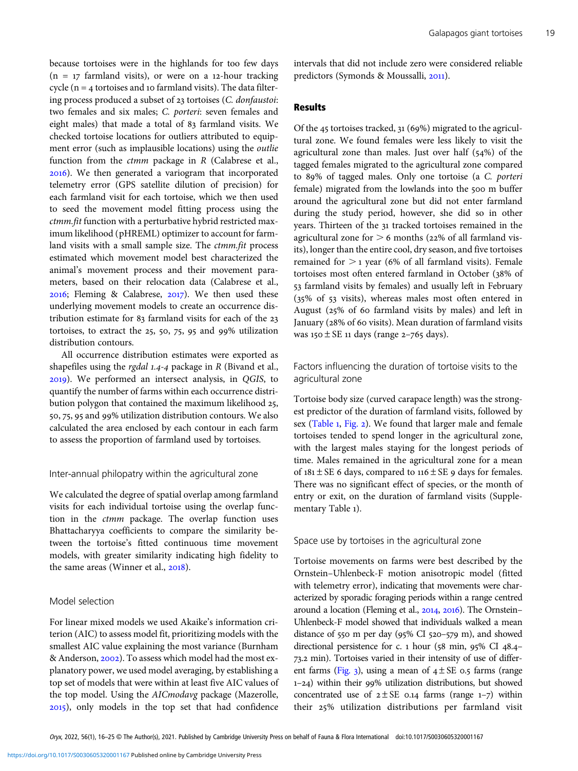because tortoises were in the highlands for too few days (n = 17 farmland visits), or were on a 12-hour tracking cycle (n = 4 tortoises and 10 farmland visits). The data filtering process produced a subset of 23 tortoises (*C. donfaustoi*: two females and six males; *C. porteri*: seven females and eight males) that made a total of 83 farmland visits. We checked tortoise locations for outliers attributed to equipment error (such as implausible locations) using the *outlie* function from the *ctmm* package in *R* (Calabrese et al., 2016). We then generated a variogram that incorporated telemetry error (GPS satellite dilution of precision) for each farmland visit for each tortoise, which we then used to seed the movement model fitting process using the *ctmm.fit* function with a perturbative hybrid restricted maximum likelihood (pHREML) optimizer to account for farmland visits with a small sample size. The *ctmm.fit* process estimated which movement model best characterized the animal's movement process and their movement parameters, based on their relocation data (Calabrese et al., 2016; Fleming & Calabrese, 2017). We then used these underlying movement models to create an occurrence distribution estimate for 83 farmland visits for each of the 23 tortoises, to extract the 25, 50, 75, 95 and 99% utilization distribution contours.

All occurrence distribution estimates were exported as shapefiles using the *rgdal 1.4-4* package in *R* (Bivand et al., 2019). We performed an intersect analysis, in *QGIS*, to quantify the number of farms within each occurrence distribution polygon that contained the maximum likelihood 25, 50, 75, 95 and 99% utilization distribution contours. We also calculated the area enclosed by each contour in each farm to assess the proportion of farmland used by tortoises.

### Inter-annual philopatry within the agricultural zone

We calculated the degree of spatial overlap among farmland visits for each individual tortoise using the overlap function in the *ctmm* package. The overlap function uses Bhattacharyya coefficients to compare the similarity between the tortoise's fitted continuous time movement models, with greater similarity indicating high fidelity to the same areas (Winner et al., 2018).

### Model selection

For linear mixed models we used Akaike's information criterion (AIC) to assess model fit, prioritizing models with the smallest AIC value explaining the most variance (Burnham & Anderson, 2002). To assess which model had the most explanatory power, we used model averaging, by establishing a top set of models that were within at least five AIC values of the top model. Using the *AICmodavg* package (Mazerolle, 2015), only models in the top set that had confidence intervals that did not include zero were considered reliable predictors (Symonds & Moussalli, 2011).

## Results

Of the 45 tortoises tracked, 31 (69%) migrated to the agricultural zone. We found females were less likely to visit the agricultural zone than males. Just over half (54%) of the tagged females migrated to the agricultural zone compared to 89% of tagged males. Only one tortoise (a *C. porteri* female) migrated from the lowlands into the 500 m buffer around the agricultural zone but did not enter farmland during the study period, however, she did so in other years. Thirteen of the 31 tracked tortoises remained in the agricultural zone for > 6 months (22% of all farmland visits), longer than the entire cool, dry season, and five tortoises remained for > 1 year (6% of all farmland visits). Female tortoises most often entered farmland in October (38% of 53 farmland visits by females) and usually left in February (35% of 53 visits), whereas males most often entered in August (25% of 60 farmland visits by males) and left in January (28% of 60 visits). Mean duration of farmland visits was 150 ± SE 11 days (range 2–765 days).

### Factors influencing the duration of tortoise visits to the agricultural zone

Tortoise body size (curved carapace length) was the strongest predictor of the duration of farmland visits, followed by sex (Table 1, Fig. 2). We found that larger male and female tortoises tended to spend longer in the agricultural zone, with the largest males staying for the longest periods of time. Males remained in the agricultural zone for a mean of 181 ± SE 6 days, compared to 116 ± SE 9 days for females. There was no significant effect of species, or the month of entry or exit, on the duration of farmland visits (Supplementary Table 1).

### Space use by tortoises in the agricultural zone

Tortoise movements on farms were best described by the Ornstein–Uhlenbeck-F motion anisotropic model (fitted with telemetry error), indicating that movements were characterized by sporadic foraging periods within a range centred around a location (Fleming et al., 2014, 2016). The Ornstein–Uhlenbeck-F model showed that individuals walked a mean distance of 550 m per day (95% CI 520–579 m), and showed directional persistence for c. 1 hour (58 min, 95% CI 48.4–73.2 min). Tortoises varied in their intensity of use of different farms (Fig. 3), using a mean of 4 ± SE 0.5 farms (range 1–24) within their 99% utilization distributions, but showed concentrated use of 2 ± SE 0.14 farms (range 1–7) within their 25% utilization distributions per farmland visit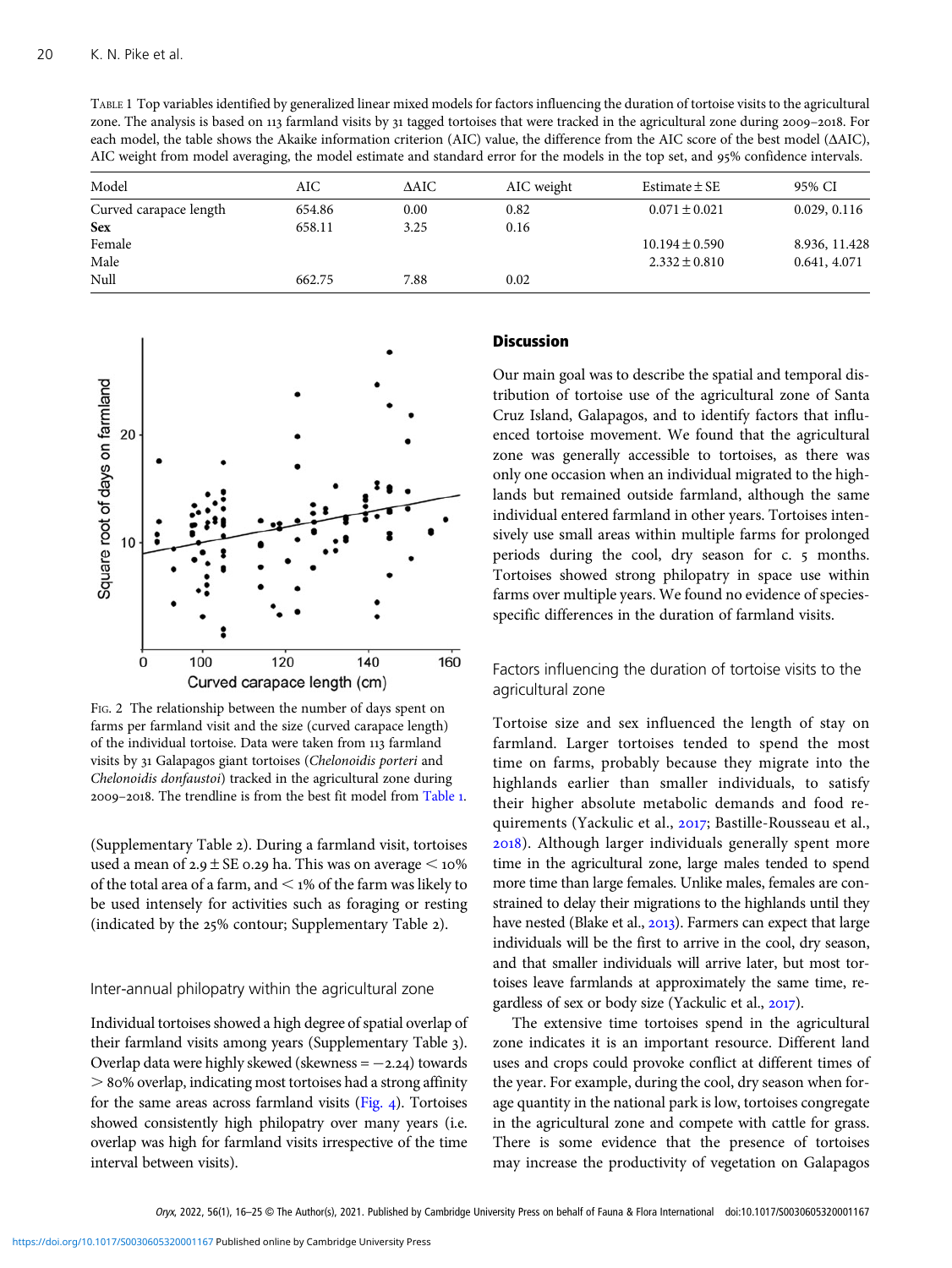Table 1 Top variables identified by generalized linear mixed models for factors influencing the duration of tortoise visits to the agricultural zone. The analysis is based on 113 farmland visits by 31 tagged tortoises that were tracked in the agricultural zone during 2009–2018. For each model, the table shows the Akaike information criterion (AIC) value, the difference from the AIC score of the best model (ΔAIC), AIC weight from model averaging, the model estimate and standard error for the models in the top set, and 95% confidence intervals.

| Model | AIC | ΔAIC | AIC weight | Estimate ± SE | 95% CI |
|---|---|---|---|---|---|
| Curved carapace length | 654.86 | 0.00 | 0.82 | 0.071 ± 0.021 | 0.029, 0.116 |
| **Sex** | 658.11 | 3.25 | 0.16 | | |
| Female | | | | 10.194 ± 0.590 | 8.936, 11.428 |
| Male | | | | 2.332 ± 0.810 | 0.641, 4.071 |
| Null | 662.75 | 7.88 | 0.02 | | |

Fig. 2 The relationship between the number of days spent on farms per farmland visit and the size (curved carapace length) of the individual tortoise. Data were taken from 113 farmland visits by 31 Galapagos giant tortoises (*Chelonoidis porteri* and *Chelonoidis donfaustoi*) tracked in the agricultural zone during 2009–2018. The trendline is from the best fit model from Table 1.

(Supplementary Table 2). During a farmland visit, tortoises used a mean of 2.9 ± SE 0.29 ha. This was on average < 10% of the total area of a farm, and < 1% of the farm was likely to be used intensely for activities such as foraging or resting (indicated by the 25% contour; Supplementary Table 2).

### Inter-annual philopatry within the agricultural zone

Individual tortoises showed a high degree of spatial overlap of their farmland visits among years (Supplementary Table 3). Overlap data were highly skewed (skewness = −2.24) towards > 80% overlap, indicating most tortoises had a strong affinity for the same areas across farmland visits (Fig. 4). Tortoises showed consistently high philopatry over many years (i.e. overlap was high for farmland visits irrespective of the time interval between visits).

## Discussion

Our main goal was to describe the spatial and temporal distribution of tortoise use of the agricultural zone of Santa Cruz Island, Galapagos, and to identify factors that influenced tortoise movement. We found that the agricultural zone was generally accessible to tortoises, as there was only one occasion when an individual migrated to the highlands but remained outside farmland, although the same individual entered farmland in other years. Tortoises intensively use small areas within multiple farms for prolonged periods during the cool, dry season for c. 5 months. Tortoises showed strong philopatry in space use within farms over multiple years. We found no evidence of species-specific differences in the duration of farmland visits.

### Factors influencing the duration of tortoise visits to the agricultural zone

Tortoise size and sex influenced the length of stay on farmland. Larger tortoises tended to spend the most time on farms, probably because they migrate into the highlands earlier than smaller individuals, to satisfy their higher absolute metabolic demands and food requirements (Yackulic et al., 2017; Bastille-Rousseau et al., 2018). Although larger individuals generally spent more time in the agricultural zone, large males tended to spend more time than large females. Unlike males, females are constrained to delay their migrations to the highlands until they have nested (Blake et al., 2013). Farmers can expect that large individuals will be the first to arrive in the cool, dry season, and that smaller individuals will arrive later, but most tortoises leave farmlands at approximately the same time, regardless of sex or body size (Yackulic et al., 2017).

The extensive time tortoises spend in the agricultural zone indicates it is an important resource. Different land uses and crops could provoke conflict at different times of the year. For example, during the cool, dry season when forage quantity in the national park is low, tortoises congregate in the agricultural zone and compete with cattle for grass. There is some evidence that the presence of tortoises may increase the productivity of vegetation on Galapagos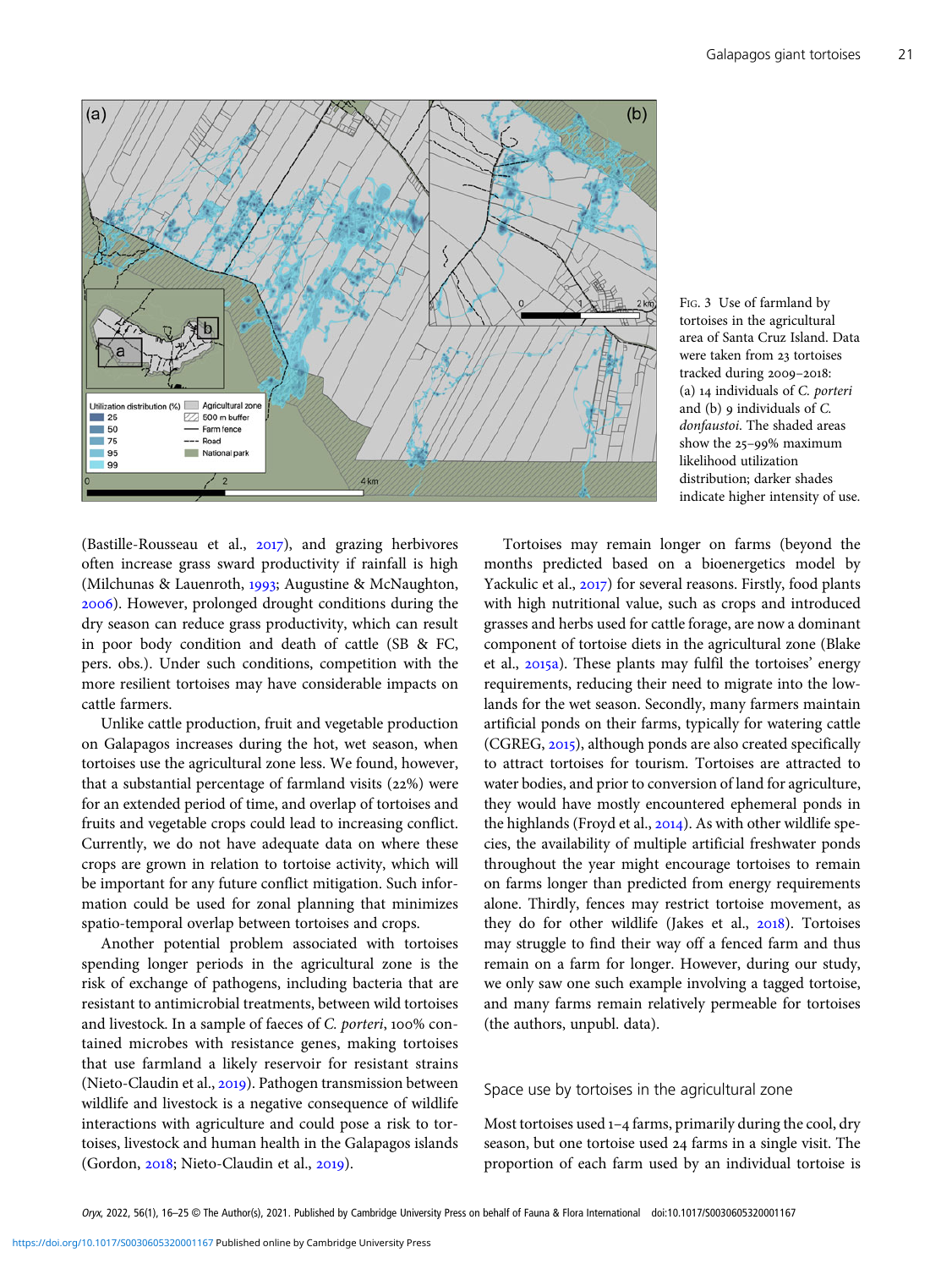FIG. 3 Use of farmland by tortoises in the agricultural area of Santa Cruz Island. Data were taken from 23 tortoises tracked during 2009–2018: (a) 14 individuals of *C. porteri* and (b) 9 individuals of *C. donfaustoi*. The shaded areas show the 25–99% maximum likelihood utilization distribution; darker shades indicate higher intensity of use.

(Bastille-Rousseau et al., 2017), and grazing herbivores often increase grass sward productivity if rainfall is high (Milchunas & Lauenroth, 1993; Augustine & McNaughton, 2006). However, prolonged drought conditions during the dry season can reduce grass productivity, which can result in poor body condition and death of cattle (SB & FC, pers. obs.). Under such conditions, competition with the more resilient tortoises may have considerable impacts on cattle farmers.

Unlike cattle production, fruit and vegetable production on Galapagos increases during the hot, wet season, when tortoises use the agricultural zone less. We found, however, that a substantial percentage of farmland visits (22%) were for an extended period of time, and overlap of tortoises and fruits and vegetable crops could lead to increasing conflict. Currently, we do not have adequate data on where these crops are grown in relation to tortoise activity, which will be important for any future conflict mitigation. Such information could be used for zonal planning that minimizes spatio-temporal overlap between tortoises and crops.

Another potential problem associated with tortoises spending longer periods in the agricultural zone is the risk of exchange of pathogens, including bacteria that are resistant to antimicrobial treatments, between wild tortoises and livestock. In a sample of faeces of *C. porteri*, 100% contained microbes with resistance genes, making tortoises that use farmland a likely reservoir for resistant strains (Nieto-Claudin et al., 2019). Pathogen transmission between wildlife and livestock is a negative consequence of wildlife interactions with agriculture and could pose a risk to tortoises, livestock and human health in the Galapagos islands (Gordon, 2018; Nieto-Claudin et al., 2019).

Tortoises may remain longer on farms (beyond the months predicted based on a bioenergetics model by Yackulic et al., 2017) for several reasons. Firstly, food plants with high nutritional value, such as crops and introduced grasses and herbs used for cattle forage, are now a dominant component of tortoise diets in the agricultural zone (Blake et al., 2015a). These plants may fulfil the tortoises' energy requirements, reducing their need to migrate into the lowlands for the wet season. Secondly, many farmers maintain artificial ponds on their farms, typically for watering cattle (CGREG, 2015), although ponds are also created specifically to attract tortoises for tourism. Tortoises are attracted to water bodies, and prior to conversion of land for agriculture, they would have mostly encountered ephemeral ponds in the highlands (Froyd et al., 2014). As with other wildlife species, the availability of multiple artificial freshwater ponds throughout the year might encourage tortoises to remain on farms longer than predicted from energy requirements alone. Thirdly, fences may restrict tortoise movement, as they do for other wildlife (Jakes et al., 2018). Tortoises may struggle to find their way off a fenced farm and thus remain on a farm for longer. However, during our study, we only saw one such example involving a tagged tortoise, and many farms remain relatively permeable for tortoises (the authors, unpubl. data).

## Space use by tortoises in the agricultural zone

Most tortoises used 1–4 farms, primarily during the cool, dry season, but one tortoise used 24 farms in a single visit. The proportion of each farm used by an individual tortoise is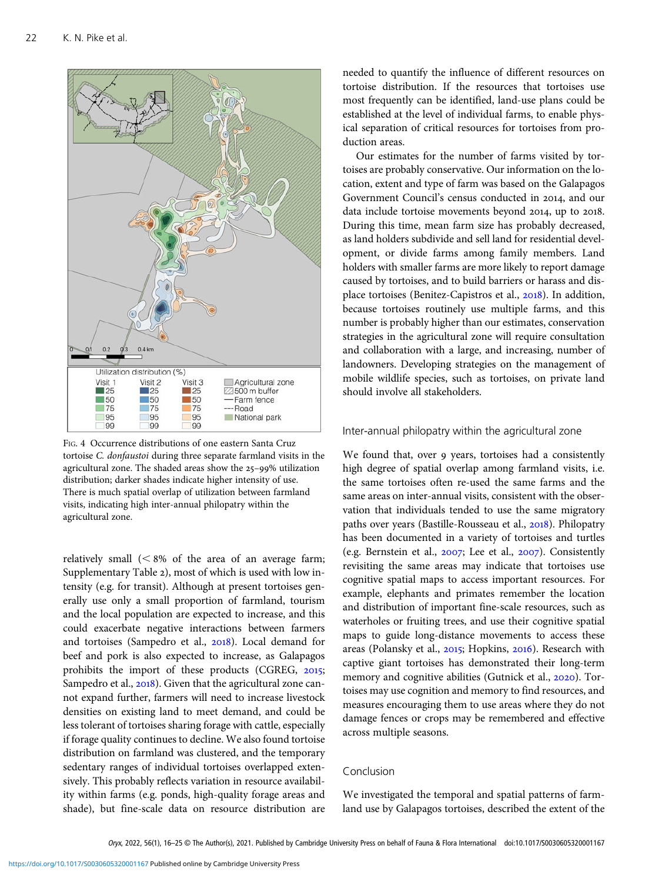Fig. 4 Occurrence distributions of one eastern Santa Cruz tortoise *C. donfaustoi* during three separate farmland visits in the agricultural zone. The shaded areas show the 25–99% utilization distribution; darker shades indicate higher intensity of use. There is much spatial overlap of utilization between farmland visits, indicating high inter-annual philopatry within the agricultural zone.

relatively small (< 8% of the area of an average farm; Supplementary Table 2), most of which is used with low intensity (e.g. for transit). Although at present tortoises generally use only a small proportion of farmland, tourism and the local population are expected to increase, and this could exacerbate negative interactions between farmers and tortoises (Sampedro et al., 2018). Local demand for beef and pork is also expected to increase, as Galapagos prohibits the import of these products (CGREG, 2015; Sampedro et al., 2018). Given that the agricultural zone cannot expand further, farmers will need to increase livestock densities on existing land to meet demand, and could be less tolerant of tortoises sharing forage with cattle, especially if forage quality continues to decline. We also found tortoise distribution on farmland was clustered, and the temporary sedentary ranges of individual tortoises overlapped extensively. This probably reflects variation in resource availability within farms (e.g. ponds, high-quality forage areas and shade), but fine-scale data on resource distribution are needed to quantify the influence of different resources on tortoise distribution. If the resources that tortoises use most frequently can be identified, land-use plans could be established at the level of individual farms, to enable physical separation of critical resources for tortoises from production areas.

Our estimates for the number of farms visited by tortoises are probably conservative. Our information on the location, extent and type of farm was based on the Galapagos Government Council's census conducted in 2014, and our data include tortoise movements beyond 2014, up to 2018. During this time, mean farm size has probably decreased, as land holders subdivide and sell land for residential development, or divide farms among family members. Land holders with smaller farms are more likely to report damage caused by tortoises, and to build barriers or harass and displace tortoises (Benitez-Capistros et al., 2018). In addition, because tortoises routinely use multiple farms, and this number is probably higher than our estimates, conservation strategies in the agricultural zone will require consultation and collaboration with a large, and increasing, number of landowners. Developing strategies on the management of mobile wildlife species, such as tortoises, on private land should involve all stakeholders.

## Inter-annual philopatry within the agricultural zone

We found that, over 9 years, tortoises had a consistently high degree of spatial overlap among farmland visits, i.e. the same tortoises often re-used the same farms and the same areas on inter-annual visits, consistent with the observation that individuals tended to use the same migratory paths over years (Bastille-Rousseau et al., 2018). Philopatry has been documented in a variety of tortoises and turtles (e.g. Bernstein et al., 2007; Lee et al., 2007). Consistently revisiting the same areas may indicate that tortoises use cognitive spatial maps to access important resources. For example, elephants and primates remember the location and distribution of important fine-scale resources, such as waterholes or fruiting trees, and use their cognitive spatial maps to guide long-distance movements to access these areas (Polansky et al., 2015; Hopkins, 2016). Research with captive giant tortoises has demonstrated their long-term memory and cognitive abilities (Gutnick et al., 2020). Tortoises may use cognition and memory to find resources, and measures encouraging them to use areas where they do not damage fences or crops may be remembered and effective across multiple seasons.

## Conclusion

We investigated the temporal and spatial patterns of farmland use by Galapagos tortoises, described the extent of the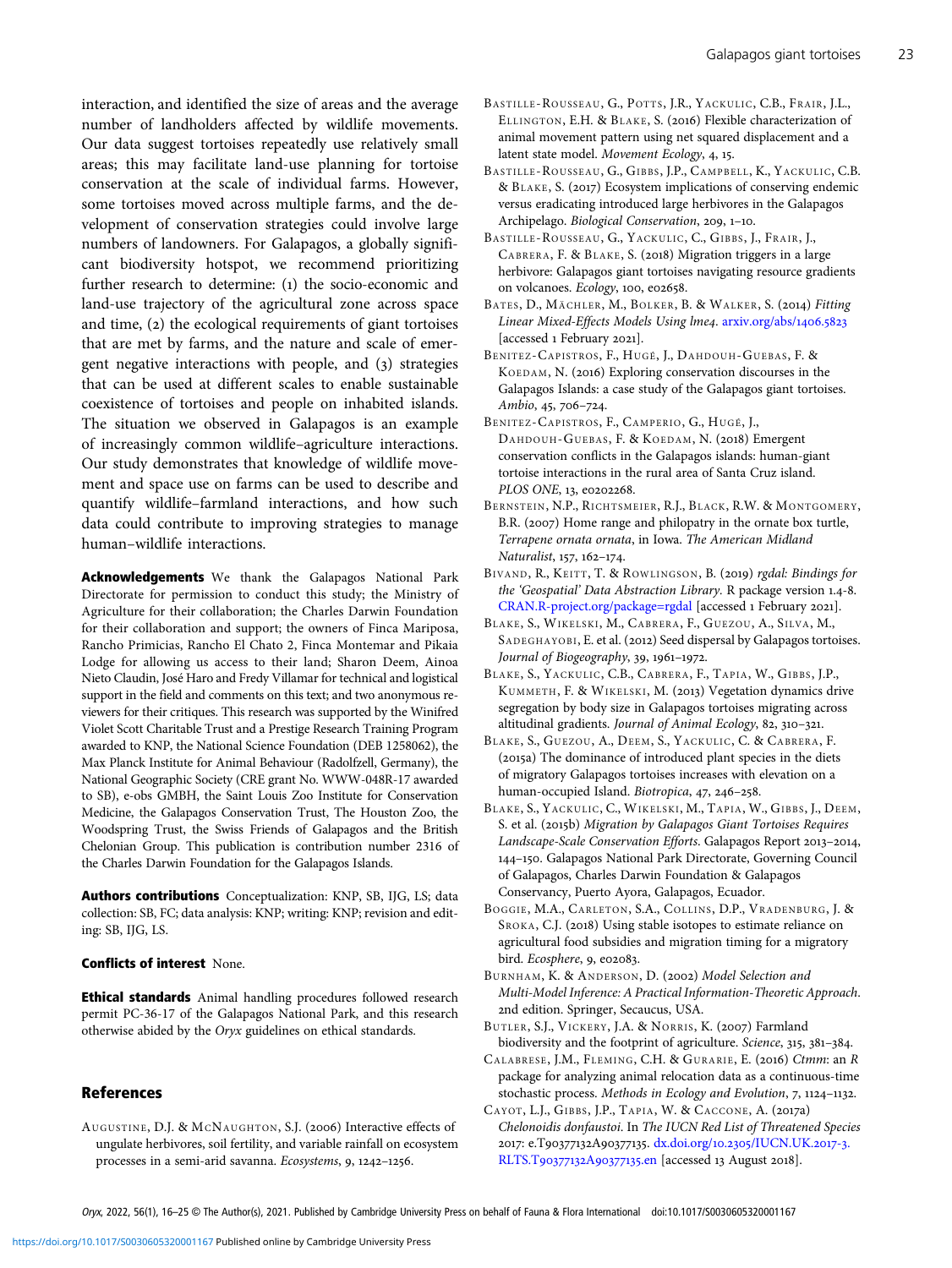interaction, and identified the size of areas and the average number of landholders affected by wildlife movements. Our data suggest tortoises repeatedly use relatively small areas; this may facilitate land-use planning for tortoise conservation at the scale of individual farms. However, some tortoises moved across multiple farms, and the development of conservation strategies could involve large numbers of landowners. For Galapagos, a globally significant biodiversity hotspot, we recommend prioritizing further research to determine: (1) the socio-economic and land-use trajectory of the agricultural zone across space and time, (2) the ecological requirements of giant tortoises that are met by farms, and the nature and scale of emergent negative interactions with people, and (3) strategies that can be used at different scales to enable sustainable coexistence of tortoises and people on inhabited islands. The situation we observed in Galapagos is an example of increasingly common wildlife–agriculture interactions. Our study demonstrates that knowledge of wildlife movement and space use on farms can be used to describe and quantify wildlife–farmland interactions, and how such data could contribute to improving strategies to manage human–wildlife interactions.

**Acknowledgements** We thank the Galapagos National Park Directorate for permission to conduct this study; the Ministry of Agriculture for their collaboration; the Charles Darwin Foundation for their collaboration and support; the owners of Finca Mariposa, Rancho Primicias, Rancho El Chato 2, Finca Montemar and Pikaia Lodge for allowing us access to their land; Sharon Deem, Ainoa Nieto Claudin, José Haro and Fredy Villamar for technical and logistical support in the field and comments on this text; and two anonymous reviewers for their critiques. This research was supported by the Winifred Violet Scott Charitable Trust and a Prestige Research Training Program awarded to KNP, the National Science Foundation (DEB 1258062), the Max Planck Institute for Animal Behaviour (Radolfzell, Germany), the National Geographic Society (CRE grant No. WWW-048R-17 awarded to SB), e-obs GMBH, the Saint Louis Zoo Institute for Conservation Medicine, the Galapagos Conservation Trust, The Houston Zoo, the Woodspring Trust, the Swiss Friends of Galapagos and the British Chelonian Group. This publication is contribution number 2316 of the Charles Darwin Foundation for the Galapagos Islands.

**Authors contributions** Conceptualization: KNP, SB, IJG, LS; data collection: SB, FC; data analysis: KNP; writing: KNP; revision and editing: SB, IJG, LS.

**Conflicts of interest** None.

**Ethical standards** Animal handling procedures followed research permit PC-36-17 of the Galapagos National Park, and this research otherwise abided by the *Oryx* guidelines on ethical standards.

## References

Augustine, D.J. & McNaughton, S.J. (2006) Interactive effects of ungulate herbivores, soil fertility, and variable rainfall on ecosystem processes in a semi-arid savanna. *Ecosystems*, 9, 1242–1256.

Bastille-Rousseau, G., Potts, J.R., Yackulic, C.B., Frair, J.L., Ellington, E.H. & Blake, S. (2016) Flexible characterization of animal movement pattern using net squared displacement and a latent state model. *Movement Ecology*, 4, 15.

Bastille-Rousseau, G., Gibbs, J.P., Campbell, K., Yackulic, C.B. & Blake, S. (2017) Ecosystem implications of conserving endemic versus eradicating introduced large herbivores in the Galapagos Archipelago. *Biological Conservation*, 209, 1–10.

Bastille-Rousseau, G., Yackulic, C., Gibbs, J., Frair, J., Cabrera, F. & Blake, S. (2018) Migration triggers in a large herbivore: Galapagos giant tortoises navigating resource gradients on volcanoes. *Ecology*, 100, e02658.

Bates, D., Mächler, M., Bolker, B. & Walker, S. (2014) *Fitting Linear Mixed-Effects Models Using lme4*. arxiv.org/abs/1406.5823 [accessed 1 February 2021].

Benitez-Capistros, F., Hugé, J., Dahdouh-Guebas, F. & Koedam, N. (2016) Exploring conservation discourses in the Galapagos Islands: a case study of the Galapagos giant tortoises. *Ambio*, 45, 706–724.

Benitez-Capistros, F., Camperio, G., Hugé, J., Dahdouh-Guebas, F. & Koedam, N. (2018) Emergent conservation conflicts in the Galapagos islands: human-giant tortoise interactions in the rural area of Santa Cruz island. *PLOS ONE*, 13, e0202268.

Bernstein, N.P., Richtsmeier, R.J., Black, R.W. & Montgomery, B.R. (2007) Home range and philopatry in the ornate box turtle, *Terrapene ornata ornata*, in Iowa. *The American Midland Naturalist*, 157, 162–174.

Bivand, R., Keitt, T. & Rowlingson, B. (2019) *rgdal: Bindings for the 'Geospatial' Data Abstraction Library*. R package version 1.4-8. CRAN.R-project.org/package=rgdal [accessed 1 February 2021].

Blake, S., Wikelski, M., Cabrera, F., Guezou, A., Silva, M., Sadeghayobi, E. et al. (2012) Seed dispersal by Galapagos tortoises. *Journal of Biogeography*, 39, 1961–1972.

Blake, S., Yackulic, C.B., Cabrera, F., Tapia, W., Gibbs, J.P., Kummeth, F. & Wikelski, M. (2013) Vegetation dynamics drive segregation by body size in Galapagos tortoises migrating across altitudinal gradients. *Journal of Animal Ecology*, 82, 310–321.

Blake, S., Guezou, A., Deem, S., Yackulic, C. & Cabrera, F. (2015a) The dominance of introduced plant species in the diets of migratory Galapagos tortoises increases with elevation on a human-occupied Island. *Biotropica*, 47, 246–258.

Blake, S., Yackulic, C., Wikelski, M., Tapia, W., Gibbs, J., Deem, S. et al. (2015b) *Migration by Galapagos Giant Tortoises Requires Landscape-Scale Conservation Efforts*. Galapagos Report 2013–2014, 144–150. Galapagos National Park Directorate, Governing Council of Galapagos, Charles Darwin Foundation & Galapagos Conservancy, Puerto Ayora, Galapagos, Ecuador.

Boggie, M.A., Carleton, S.A., Collins, D.P., Vradenburg, J. & Sroka, C.J. (2018) Using stable isotopes to estimate reliance on agricultural food subsidies and migration timing for a migratory bird. *Ecosphere*, 9, e02083.

Burnham, K. & Anderson, D. (2002) *Model Selection and Multi-Model Inference: A Practical Information-Theoretic Approach*. 2nd edition. Springer, Secaucus, USA.

Butler, S.J., Vickery, J.A. & Norris, K. (2007) Farmland biodiversity and the footprint of agriculture. *Science*, 315, 381–384.

Calabrese, J.M., Fleming, C.H. & Gurarie, E. (2016) *Ctmm*: an *R* package for analyzing animal relocation data as a continuous-time stochastic process. *Methods in Ecology and Evolution*, 7, 1124–1132.

Cayot, L.J., Gibbs, J.P., Tapia, W. & Caccone, A. (2017a) *Chelonoidis donfaustoi*. In *The IUCN Red List of Threatened Species* 2017: e.T90377132A90377135. dx.doi.org/10.2305/IUCN.UK.2017-3.RLTS.T90377132A90377135.en [accessed 13 August 2018].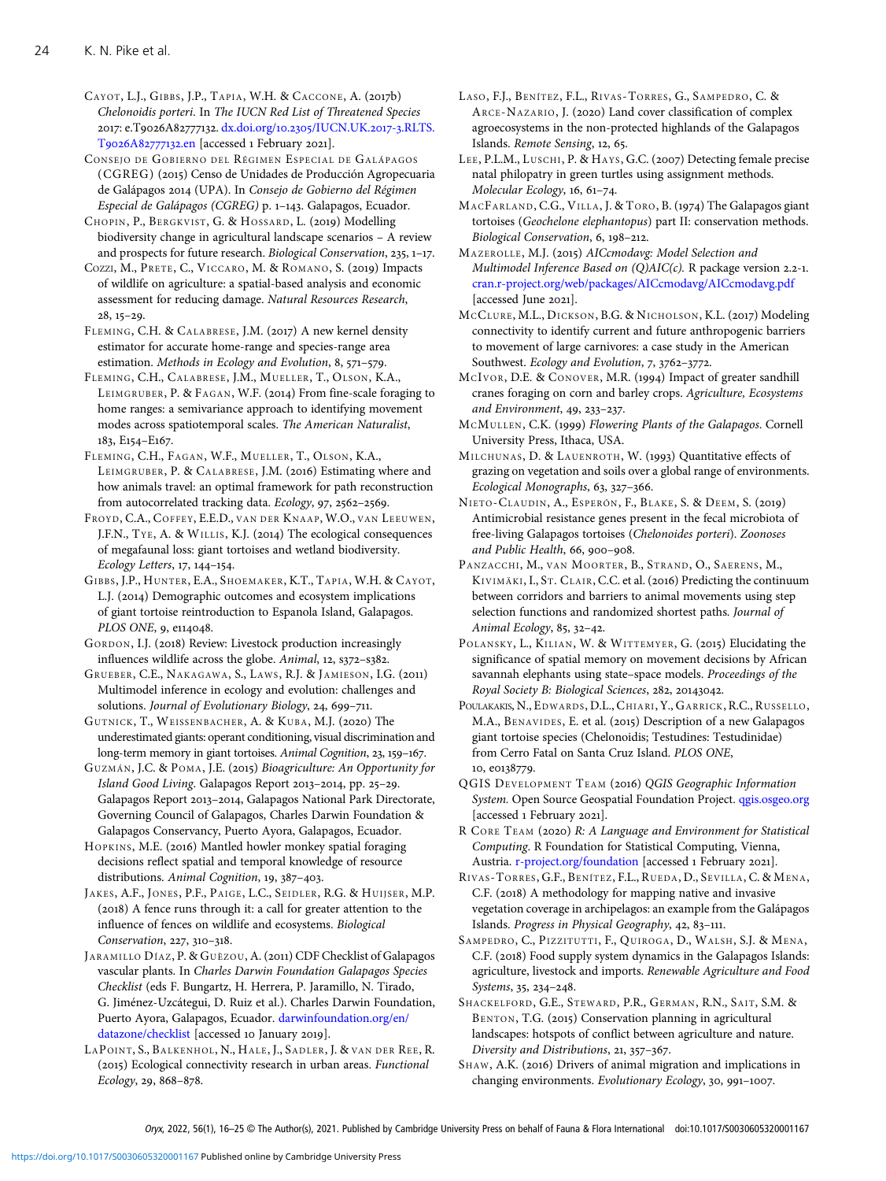Cayot, L.J., Gibbs, J.P., Tapia, W.H. & Caccone, A. (2017b) *Chelonoidis porteri*. In *The IUCN Red List of Threatened Species* 2017: e.T9026A82777132. dx.doi.org/10.2305/IUCN.UK.2017-3.RLTS.T9026A82777132.en [accessed 1 February 2021].

Consejo de Gobierno del Régimen Especial de Galápagos (CGREG) (2015) Censo de Unidades de Producción Agropecuaria de Galápagos 2014 (UPA). In *Consejo de Gobierno del Régimen Especial de Galápagos (CGREG)* p. 1–143. Galapagos, Ecuador.

Chopin, P., Bergkvist, G. & Hossard, L. (2019) Modelling biodiversity change in agricultural landscape scenarios – A review and prospects for future research. *Biological Conservation*, 235, 1–17.

Cozzi, M., Prete, C., Viccaro, M. & Romano, S. (2019) Impacts of wildlife on agriculture: a spatial-based analysis and economic assessment for reducing damage. *Natural Resources Research*, 28, 15–29.

Fleming, C.H. & Calabrese, J.M. (2017) A new kernel density estimator for accurate home-range and species-range area estimation. *Methods in Ecology and Evolution*, 8, 571–579.

Fleming, C.H., Calabrese, J.M., Mueller, T., Olson, K.A., Leimgruber, P. & Fagan, W.F. (2014) From fine-scale foraging to home ranges: a semivariance approach to identifying movement modes across spatiotemporal scales. *The American Naturalist*, 183, E154–E167.

Fleming, C.H., Fagan, W.F., Mueller, T., Olson, K.A., Leimgruber, P. & Calabrese, J.M. (2016) Estimating where and how animals travel: an optimal framework for path reconstruction from autocorrelated tracking data. *Ecology*, 97, 2562–2569.

Froyd, C.A., Coffey, E.E.D., van der Knaap, W.O., van Leeuwen, J.F.N., Tye, A. & Willis, K.J. (2014) The ecological consequences of megafaunal loss: giant tortoises and wetland biodiversity. *Ecology Letters*, 17, 144–154.

Gibbs, J.P., Hunter, E.A., Shoemaker, K.T., Tapia, W.H. & Cayot, L.J. (2014) Demographic outcomes and ecosystem implications of giant tortoise reintroduction to Espanola Island, Galapagos. *PLOS ONE*, 9, e114048.

Gordon, I.J. (2018) Review: Livestock production increasingly influences wildlife across the globe. *Animal*, 12, s372–s382.

Grueber, C.E., Nakagawa, S., Laws, R.J. & Jamieson, I.G. (2011) Multimodel inference in ecology and evolution: challenges and solutions. *Journal of Evolutionary Biology*, 24, 699–711.

Gutnick, T., Weissenbacher, A. & Kuba, M.J. (2020) The underestimated giants: operant conditioning, visual discrimination and long-term memory in giant tortoises. *Animal Cognition*, 23, 159–167.

Guzmán, J.C. & Poma, J.E. (2015) *Bioagriculture: An Opportunity for Island Good Living*. Galapagos Report 2013–2014, pp. 25–29. Galapagos Report 2013–2014, Galapagos National Park Directorate, Governing Council of Galapagos, Charles Darwin Foundation & Galapagos Conservancy, Puerto Ayora, Galapagos, Ecuador.

Hopkins, M.E. (2016) Mantled howler monkey spatial foraging decisions reflect spatial and temporal knowledge of resource distributions. *Animal Cognition*, 19, 387–403.

Jakes, A.F., Jones, P.F., Paige, L.C., Seidler, R.G. & Huijser, M.P. (2018) A fence runs through it: a call for greater attention to the influence of fences on wildlife and ecosystems. *Biological Conservation*, 227, 310–318.

Jaramillo Díaz, P. & Guézou, A. (2011) CDF Checklist of Galapagos vascular plants. In *Charles Darwin Foundation Galapagos Species Checklist* (eds F. Bungartz, H. Herrera, P. Jaramillo, N. Tirado, G. Jiménez-Uzcátegui, D. Ruiz et al.). Charles Darwin Foundation, Puerto Ayora, Galapagos, Ecuador. darwinfoundation.org/en/datazone/checklist [accessed 10 January 2019].

LaPoint, S., Balkenhol, N., Hale, J., Sadler, J. & van der Ree, R. (2015) Ecological connectivity research in urban areas. *Functional Ecology*, 29, 868–878.

Laso, F.J., Benítez, F.L., Rivas-Torres, G., Sampedro, C. & Arce-Nazario, J. (2020) Land cover classification of complex agroecosystems in the non-protected highlands of the Galapagos Islands. *Remote Sensing*, 12, 65.

Lee, P.L.M., Luschi, P. & Hays, G.C. (2007) Detecting female precise natal philopatry in green turtles using assignment methods. *Molecular Ecology*, 16, 61–74.

MacFarland, C.G., Villa, J. & Toro, B. (1974) The Galapagos giant tortoises (*Geochelone elephantopus*) part II: conservation methods. *Biological Conservation*, 6, 198–212.

Mazerolle, M.J. (2015) *AICcmodavg: Model Selection and Multimodel Inference Based on (Q)AIC(c)*. R package version 2.2-1. cran.r-project.org/web/packages/AICcmodavg/AICcmodavg.pdf [accessed June 2021].

McClure, M.L., Dickson, B.G. & Nicholson, K.L. (2017) Modeling connectivity to identify current and future anthropogenic barriers to movement of large carnivores: a case study in the American Southwest. *Ecology and Evolution*, 7, 3762–3772.

McIvor, D.E. & Conover, M.R. (1994) Impact of greater sandhill cranes foraging on corn and barley crops. *Agriculture, Ecosystems and Environment*, 49, 233–237.

McMullen, C.K. (1999) *Flowering Plants of the Galapagos*. Cornell University Press, Ithaca, USA.

Milchunas, D. & Lauenroth, W. (1993) Quantitative effects of grazing on vegetation and soils over a global range of environments. *Ecological Monographs*, 63, 327–366.

Nieto-Claudin, A., Esperón, F., Blake, S. & Deem, S. (2019) Antimicrobial resistance genes present in the fecal microbiota of free-living Galapagos tortoises (*Chelonoides porteri*). *Zoonoses and Public Health*, 66, 900–908.

Panzacchi, M., van Moorter, B., Strand, O., Saerens, M., Kivimäki, I., St. Clair, C.C. et al. (2016) Predicting the continuum between corridors and barriers to animal movements using step selection functions and randomized shortest paths. *Journal of Animal Ecology*, 85, 32–42.

Polansky, L., Kilian, W. & Wittemyer, G. (2015) Elucidating the significance of spatial memory on movement decisions by African savannah elephants using state–space models. *Proceedings of the Royal Society B: Biological Sciences*, 282, 20143042.

Poulakakis, N., Edwards, D.L., Chiari, Y., Garrick, R.C., Russello, M.A., Benavides, E. et al. (2015) Description of a new Galapagos giant tortoise species (Chelonoidis; Testudines: Testudinidae) from Cerro Fatal on Santa Cruz Island. *PLOS ONE*, 10, e0138779.

QGIS Development Team (2016) *QGIS Geographic Information System*. Open Source Geospatial Foundation Project. qgis.osgeo.org [accessed 1 February 2021].

R Core Team (2020) *R: A Language and Environment for Statistical Computing*. R Foundation for Statistical Computing, Vienna, Austria. r-project.org/foundation [accessed 1 February 2021].

Rivas-Torres, G.F., Benítez, F.L., Rueda, D., Sevilla, C. & Mena, C.F. (2018) A methodology for mapping native and invasive vegetation coverage in archipelagos: an example from the Galápagos Islands. *Progress in Physical Geography*, 42, 83–111.

Sampedro, C., Pizzitutti, F., Quiroga, D., Walsh, S.J. & Mena, C.F. (2018) Food supply system dynamics in the Galapagos Islands: agriculture, livestock and imports. *Renewable Agriculture and Food Systems*, 35, 234–248.

Shackelford, G.E., Steward, P.R., German, R.N., Sait, S.M. & Benton, T.G. (2015) Conservation planning in agricultural landscapes: hotspots of conflict between agriculture and nature. *Diversity and Distributions*, 21, 357–367.

Shaw, A.K. (2016) Drivers of animal migration and implications in changing environments. *Evolutionary Ecology*, 30, 991–1007.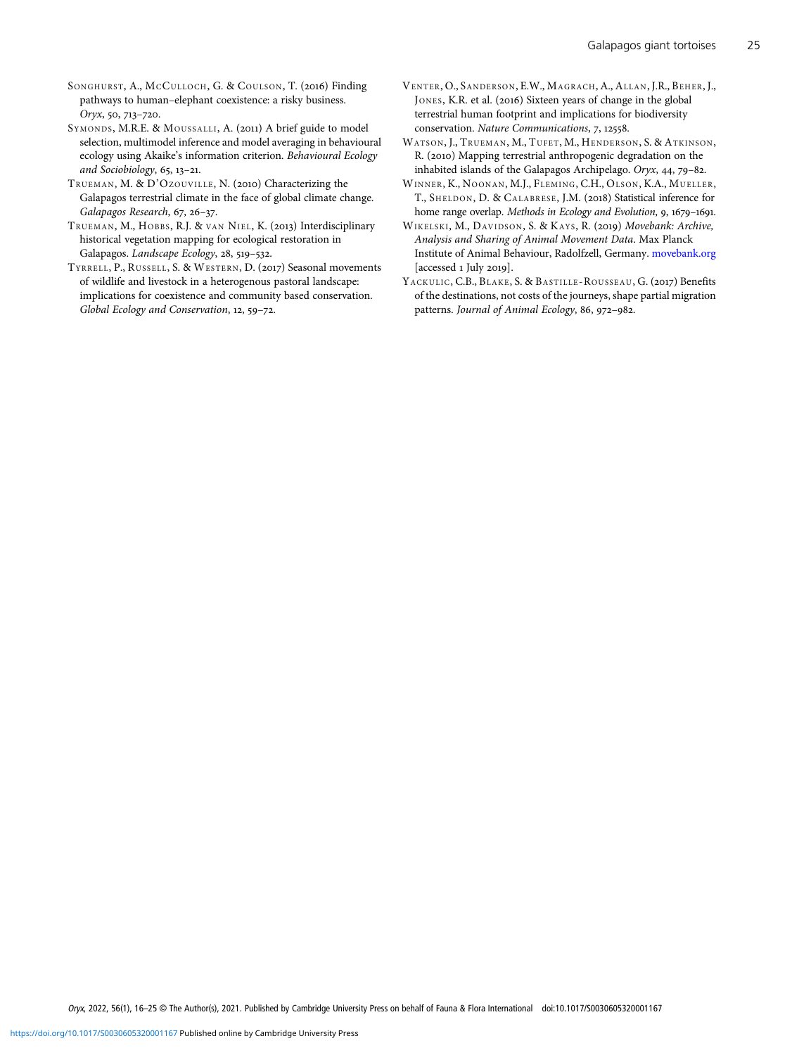Songhurst, A., McCulloch, G. & Coulson, T. (2016) Finding pathways to human–elephant coexistence: a risky business. *Oryx*, 50, 713–720.

Symonds, M.R.E. & Moussalli, A. (2011) A brief guide to model selection, multimodel inference and model averaging in behavioural ecology using Akaike's information criterion. *Behavioural Ecology and Sociobiology*, 65, 13–21.

Trueman, M. & D'Ozouville, N. (2010) Characterizing the Galapagos terrestrial climate in the face of global climate change. *Galapagos Research*, 67, 26–37.

Trueman, M., Hobbs, R.J. & van Niel, K. (2013) Interdisciplinary historical vegetation mapping for ecological restoration in Galapagos. *Landscape Ecology*, 28, 519–532.

Tyrrell, P., Russell, S. & Western, D. (2017) Seasonal movements of wildlife and livestock in a heterogenous pastoral landscape: implications for coexistence and community based conservation. *Global Ecology and Conservation*, 12, 59–72.

Venter, O., Sanderson, E.W., Magrach, A., Allan, J.R., Beher, J., Jones, K.R. et al. (2016) Sixteen years of change in the global terrestrial human footprint and implications for biodiversity conservation. *Nature Communications*, 7, 12558.

Watson, J., Trueman, M., Tufet, M., Henderson, S. & Atkinson, R. (2010) Mapping terrestrial anthropogenic degradation on the inhabited islands of the Galapagos Archipelago. *Oryx*, 44, 79–82.

Winner, K., Noonan, M.J., Fleming, C.H., Olson, K.A., Mueller, T., Sheldon, D. & Calabrese, J.M. (2018) Statistical inference for home range overlap. *Methods in Ecology and Evolution*, 9, 1679–1691.

Wikelski, M., Davidson, S. & Kays, R. (2019) *Movebank: Archive, Analysis and Sharing of Animal Movement Data*. Max Planck Institute of Animal Behaviour, Radolfzell, Germany. movebank.org [accessed 1 July 2019].

Yackulic, C.B., Blake, S. & Bastille-Rousseau, G. (2017) Benefits of the destinations, not costs of the journeys, shape partial migration patterns. *Journal of Animal Ecology*, 86, 972–982.